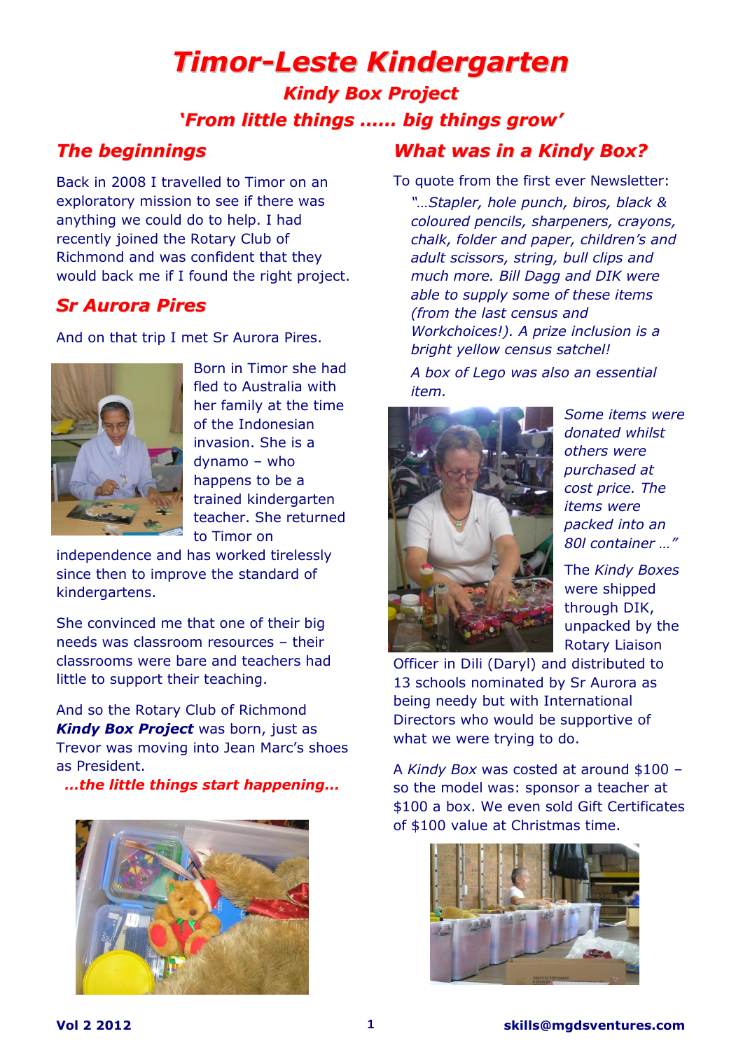# Timor-Leste Kindergarten

## Kindy Box Project

## 'From little things …… big things grow'

## The beginnings

Back in 2008 I travelled to Timor on an exploratory mission to see if there was anything we could do to help. I had recently joined the Rotary Club of Richmond and was confident that they would back me if I found the right project.

## Sr Aurora Pires

And on that trip I met Sr Aurora Pires.

Born in Timor she had fled to Australia with her family at the time of the Indonesian invasion. She is a dynamo – who happens to be a trained kindergarten teacher. She returned to Timor on independence and has worked tirelessly since then to improve the standard of kindergartens.

She convinced me that one of their big needs was classroom resources – their classrooms were bare and teachers had little to support their teaching.

And so the Rotary Club of Richmond ***Kindy Box Project*** was born, just as Trevor was moving into Jean Marc's shoes as President.

***…the little things start happening…***

## What was in a Kindy Box?

To quote from the first ever Newsletter:

*"…Stapler, hole punch, biros, black & coloured pencils, sharpeners, crayons, chalk, folder and paper, children's and adult scissors, string, bull clips and much more. Bill Dagg and DIK were able to supply some of these items (from the last census and Workchoices!). A prize inclusion is a bright yellow census satchel!*

*A box of Lego was also an essential item.*

*Some items were donated whilst others were purchased at cost price. The items were packed into an 80l container …"*

The *Kindy Boxes* were shipped through DIK, unpacked by the Rotary Liaison Officer in Dili (Daryl) and distributed to 13 schools nominated by Sr Aurora as being needy but with International Directors who would be supportive of what we were trying to do.

A *Kindy Box* was costed at around $100 – so the model was: sponsor a teacher at $100 a box. We even sold Gift Certificates of $100 value at Christmas time.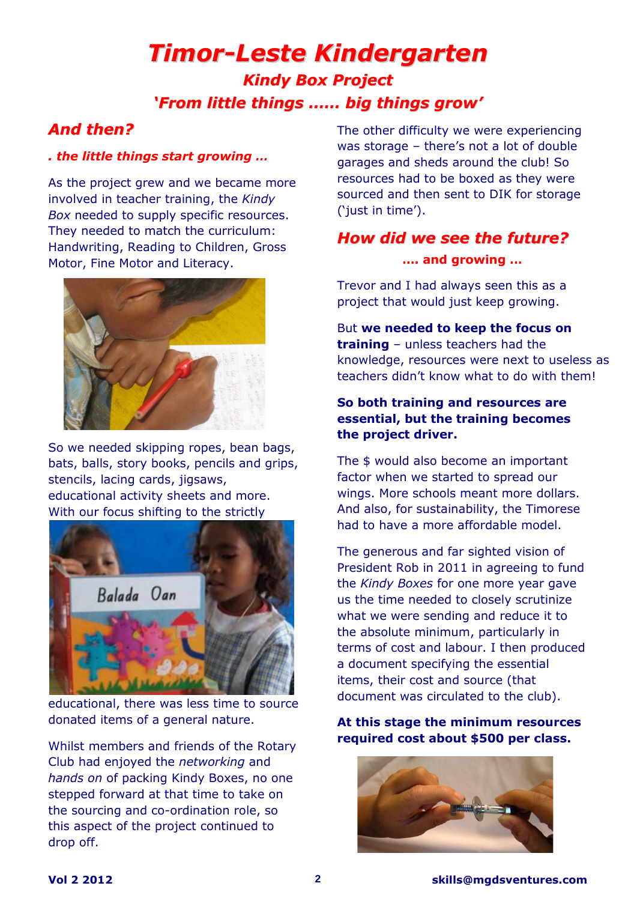# Timor-Leste Kindergarten

## Kindy Box Project

## 'From little things …… big things grow'

### And then?

***. the little things start growing …***

As the project grew and we became more involved in teacher training, the *Kindy Box* needed to supply specific resources. They needed to match the curriculum: Handwriting, Reading to Children, Gross Motor, Fine Motor and Literacy.

So we needed skipping ropes, bean bags, bats, balls, story books, pencils and grips, stencils, lacing cards, jigsaws, educational activity sheets and more. With our focus shifting to the strictly educational, there was less time to source donated items of a general nature.

Whilst members and friends of the Rotary Club had enjoyed the *networking* and *hands on* of packing Kindy Boxes, no one stepped forward at that time to take on the sourcing and co-ordination role, so this aspect of the project continued to drop off.

The other difficulty we were experiencing was storage – there's not a lot of double garages and sheds around the club! So resources had to be boxed as they were sourced and then sent to DIK for storage ('just in time').

### How did we see the future?

***…. and growing …***

Trevor and I had always seen this as a project that would just keep growing.

But **we needed to keep the focus on training** – unless teachers had the knowledge, resources were next to useless as teachers didn't know what to do with them!

**So both training and resources are essential, but the training becomes the project driver.**

The $ would also become an important factor when we started to spread our wings. More schools meant more dollars. And also, for sustainability, the Timorese had to have a more affordable model.

The generous and far sighted vision of President Rob in 2011 in agreeing to fund the *Kindy Boxes* for one more year gave us the time needed to closely scrutinize what we were sending and reduce it to the absolute minimum, particularly in terms of cost and labour. I then produced a document specifying the essential items, their cost and source (that document was circulated to the club).

**At this stage the minimum resources required cost about $500 per class.**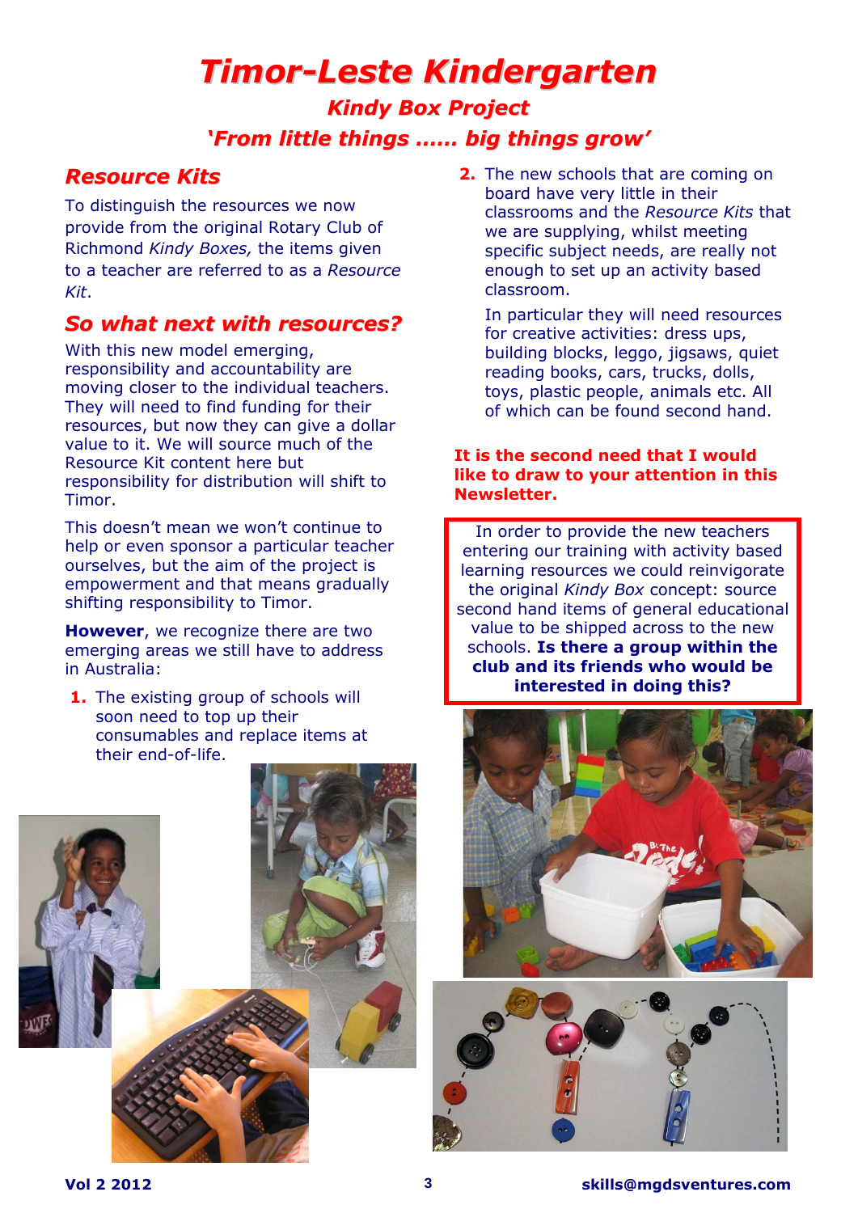# Timor-Leste Kindergarten

## Kindy Box Project

## 'From little things …… big things grow'

## Resource Kits

To distinguish the resources we now provide from the original Rotary Club of Richmond *Kindy Boxes,* the items given to a teacher are referred to as a *Resource Kit*.

## So what next with resources?

With this new model emerging, responsibility and accountability are moving closer to the individual teachers. They will need to find funding for their resources, but now they can give a dollar value to it. We will source much of the Resource Kit content here but responsibility for distribution will shift to Timor.

This doesn't mean we won't continue to help or even sponsor a particular teacher ourselves, but the aim of the project is empowerment and that means gradually shifting responsibility to Timor.

**However**, we recognize there are two emerging areas we still have to address in Australia:

1. The existing group of schools will soon need to top up their consumables and replace items at their end-of-life.
2. The new schools that are coming on board have very little in their classrooms and the *Resource Kits* that we are supplying, whilst meeting specific subject needs, are really not enough to set up an activity based classroom.

   In particular they will need resources for creative activities: dress ups, building blocks, leggo, jigsaws, quiet reading books, cars, trucks, dolls, toys, plastic people, animals etc. All of which can be found second hand.

**It is the second need that I would like to draw to your attention in this Newsletter.**

In order to provide the new teachers entering our training with activity based learning resources we could reinvigorate the original *Kindy Box* concept: source second hand items of general educational value to be shipped across to the new schools. **Is there a group within the club and its friends who would be interested in doing this?**

Vol 2 2012

skills@mgdsventures.com